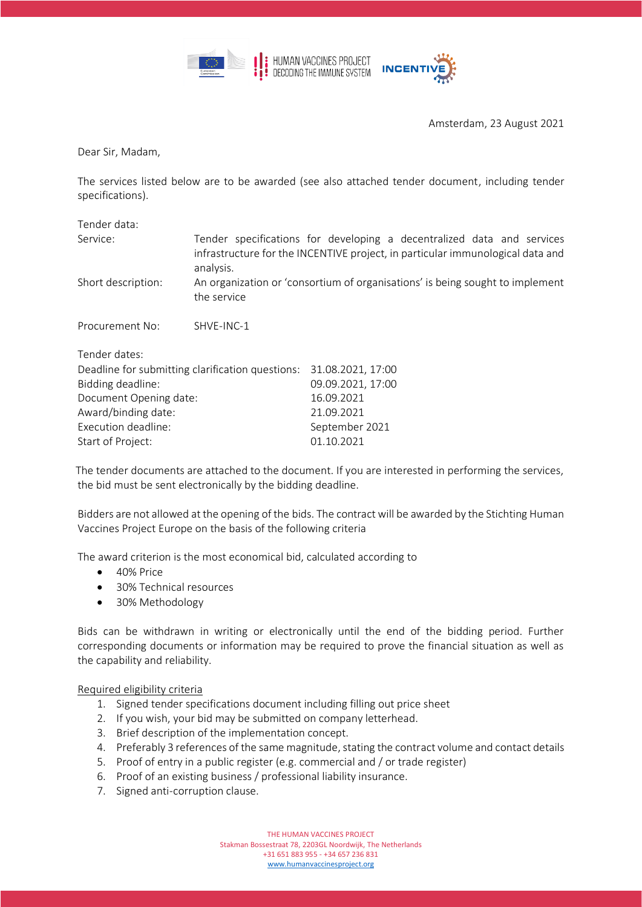Amsterdam, 23 August 2021

Dear Sir, Madam,

The services listed below are to be awarded (see also attached tender document, including tender specifications).

Tender data:

| | |
|---|---|
| Service: | Tender specifications for developing a decentralized data and services infrastructure for the INCENTIVE project, in particular immunological data and analysis. |
| Short description: | An organization or 'consortium of organisations' is being sought to implement the service |
| Procurement No: | SHVE-INC-1 |

Tender dates:

| | |
|---|---|
| Deadline for submitting clarification questions: | 31.08.2021, 17:00 |
| Bidding deadline: | 09.09.2021, 17:00 |
| Document Opening date: | 16.09.2021 |
| Award/binding date: | 21.09.2021 |
| Execution deadline: | September 2021 |
| Start of Project: | 01.10.2021 |

The tender documents are attached to the document. If you are interested in performing the services, the bid must be sent electronically by the bidding deadline.

Bidders are not allowed at the opening of the bids. The contract will be awarded by the Stichting Human Vaccines Project Europe on the basis of the following criteria

The award criterion is the most economical bid, calculated according to

- 40% Price
- 30% Technical resources
- 30% Methodology

Bids can be withdrawn in writing or electronically until the end of the bidding period. Further corresponding documents or information may be required to prove the financial situation as well as the capability and reliability.

<u>Required eligibility criteria</u>

1. Signed tender specifications document including filling out price sheet
2. If you wish, your bid may be submitted on company letterhead.
3. Brief description of the implementation concept.
4. Preferably 3 references of the same magnitude, stating the contract volume and contact details
5. Proof of entry in a public register (e.g. commercial and / or trade register)
6. Proof of an existing business / professional liability insurance.
7. Signed anti-corruption clause.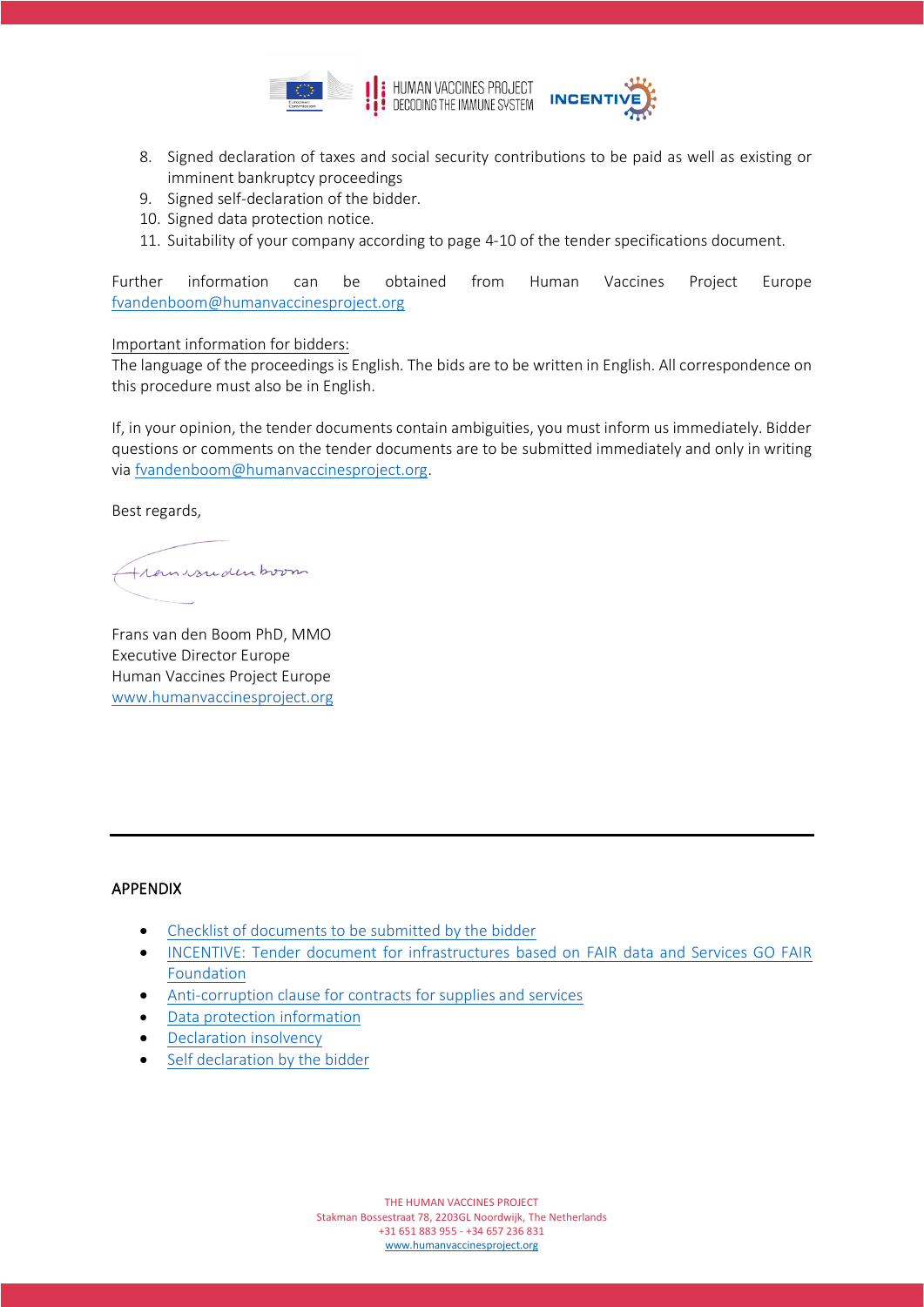8. Signed declaration of taxes and social security contributions to be paid as well as existing or imminent bankruptcy proceedings
9. Signed self-declaration of the bidder.
10. Signed data protection notice.
11. Suitability of your company according to page 4-10 of the tender specifications document.

Further information can be obtained from Human Vaccines Project Europe fvandenboom@humanvaccinesproject.org

Important information for bidders:
The language of the proceedings is English. The bids are to be written in English. All correspondence on this procedure must also be in English.

If, in your opinion, the tender documents contain ambiguities, you must inform us immediately. Bidder questions or comments on the tender documents are to be submitted immediately and only in writing via fvandenboom@humanvaccinesproject.org.

Best regards,

Frans van den Boom PhD, MMO
Executive Director Europe
Human Vaccines Project Europe
www.humanvaccinesproject.org

---

## APPENDIX

- Checklist of documents to be submitted by the bidder
- INCENTIVE: Tender document for infrastructures based on FAIR data and Services GO FAIR Foundation
- Anti-corruption clause for contracts for supplies and services
- Data protection information
- Declaration insolvency
- Self declaration by the bidder